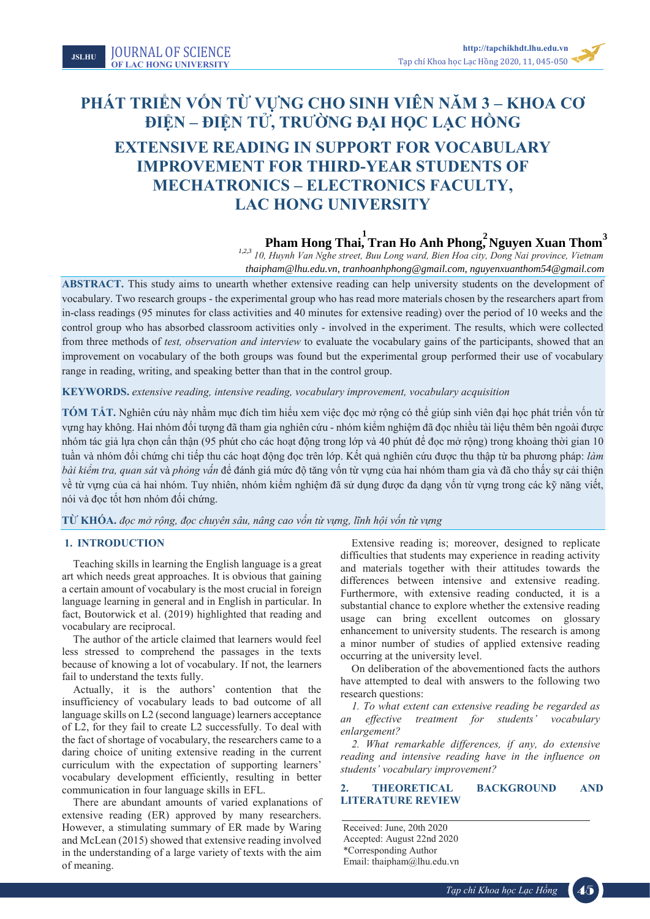# PHÁT TRIỂN VỐN TỪ VỰNG CHO SINH VIÊN NĂM 3 – KHOA CƠ ĐIỆN – ĐIỆN TỬ, TRƯỜNG ĐẠI HỌC LẠC HỒNG

# EXTENSIVE READING IN SUPPORT FOR VOCABULARY IMPROVEMENT FOR THIRD-YEAR STUDENTS OF MECHATRONICS – ELECTRONICS FACULTY, LAC HONG UNIVERSITY

**Pham Hong Thai[1], Tran Ho Anh Phong[2], Nguyen Xuan Thom[3]**

*[1,2,3] 10, Huynh Van Nghe street, Buu Long ward, Bien Hoa city, Dong Nai province, Vietnam*

*thaipham@lhu.edu.vn, tranhoanhphong@gmail.com, nguyenxuanthom54@gmail.com*

**ABSTRACT.** This study aims to unearth whether extensive reading can help university students on the development of vocabulary. Two research groups - the experimental group who has read more materials chosen by the researchers apart from in-class readings (95 minutes for class activities and 40 minutes for extensive reading) over the period of 10 weeks and the control group who has absorbed classroom activities only - involved in the experiment. The results, which were collected from three methods of *test, observation and interview* to evaluate the vocabulary gains of the participants, showed that an improvement on vocabulary of the both groups was found but the experimental group performed their use of vocabulary range in reading, writing, and speaking better than that in the control group.

**KEYWORDS.** *extensive reading, intensive reading, vocabulary improvement, vocabulary acquisition*

**TÓM TẮT.** Nghiên cứu này nhằm mục đích tìm hiểu xem việc đọc mở rộng có thể giúp sinh viên đại học phát triển vốn từ vựng hay không. Hai nhóm đối tượng đã tham gia nghiên cứu - nhóm kiểm nghiệm đã đọc nhiều tài liệu thêm bên ngoài được nhóm tác giả lựa chọn cẩn thận (95 phút cho các hoạt động trong lớp và 40 phút để đọc mở rộng) trong khoảng thời gian 10 tuần và nhóm đối chứng chỉ tiếp thu các hoạt động đọc trên lớp. Kết quả nghiên cứu được thu thập từ ba phương pháp: *làm bài kiểm tra, quan sát* và *phỏng vấn* để đánh giá mức độ tăng vốn từ vựng của hai nhóm tham gia và đã cho thấy sự cải thiện về từ vựng của cả hai nhóm. Tuy nhiên, nhóm kiểm nghiệm đã sử dụng được đa dạng vốn từ vựng trong các kỹ năng viết, nói và đọc tốt hơn nhóm đối chứng.

**TỪ KHÓA.** *đọc mở rộng, đọc chuyên sâu, nâng cao vốn từ vựng, lĩnh hội vốn từ vựng*

## 1. INTRODUCTION

Teaching skills in learning the English language is a great art which needs great approaches. It is obvious that gaining a certain amount of vocabulary is the most crucial in foreign language learning in general and in English in particular. In fact, Boutorwick et al. (2019) highlighted that reading and vocabulary are reciprocal.

The author of the article claimed that learners would feel less stressed to comprehend the passages in the texts because of knowing a lot of vocabulary. If not, the learners fail to understand the texts fully.

Actually, it is the authors' contention that the insufficiency of vocabulary leads to bad outcome of all language skills on L2 (second language) learners acceptance of L2, for they fail to create L2 successfully. To deal with the fact of shortage of vocabulary, the researchers came to a daring choice of uniting extensive reading in the current curriculum with the expectation of supporting learners' vocabulary development efficiently, resulting in better communication in four language skills in EFL.

There are abundant amounts of varied explanations of extensive reading (ER) approved by many researchers. However, a stimulating summary of ER made by Waring and McLean (2015) showed that extensive reading involved in the understanding of a large variety of texts with the aim of meaning.

Extensive reading is; moreover, designed to replicate difficulties that students may experience in reading activity and materials together with their attitudes towards the differences between intensive and extensive reading. Furthermore, with extensive reading conducted, it is a substantial chance to explore whether the extensive reading usage can bring excellent outcomes on glossary enhancement to university students. The research is among a minor number of studies of applied extensive reading occurring at the university level.

On deliberation of the abovementioned facts the authors have attempted to deal with answers to the following two research questions:

*1. To what extent can extensive reading be regarded as an effective treatment for students' vocabulary enlargement?*

*2. What remarkable differences, if any, do extensive reading and intensive reading have in the influence on students' vocabulary improvement?*

## 2. THEORETICAL BACKGROUND AND LITERATURE REVIEW

Received: June, 20th 2020
Accepted: August 22nd 2020
*Corresponding Author
Email: thaipham@lhu.edu.vn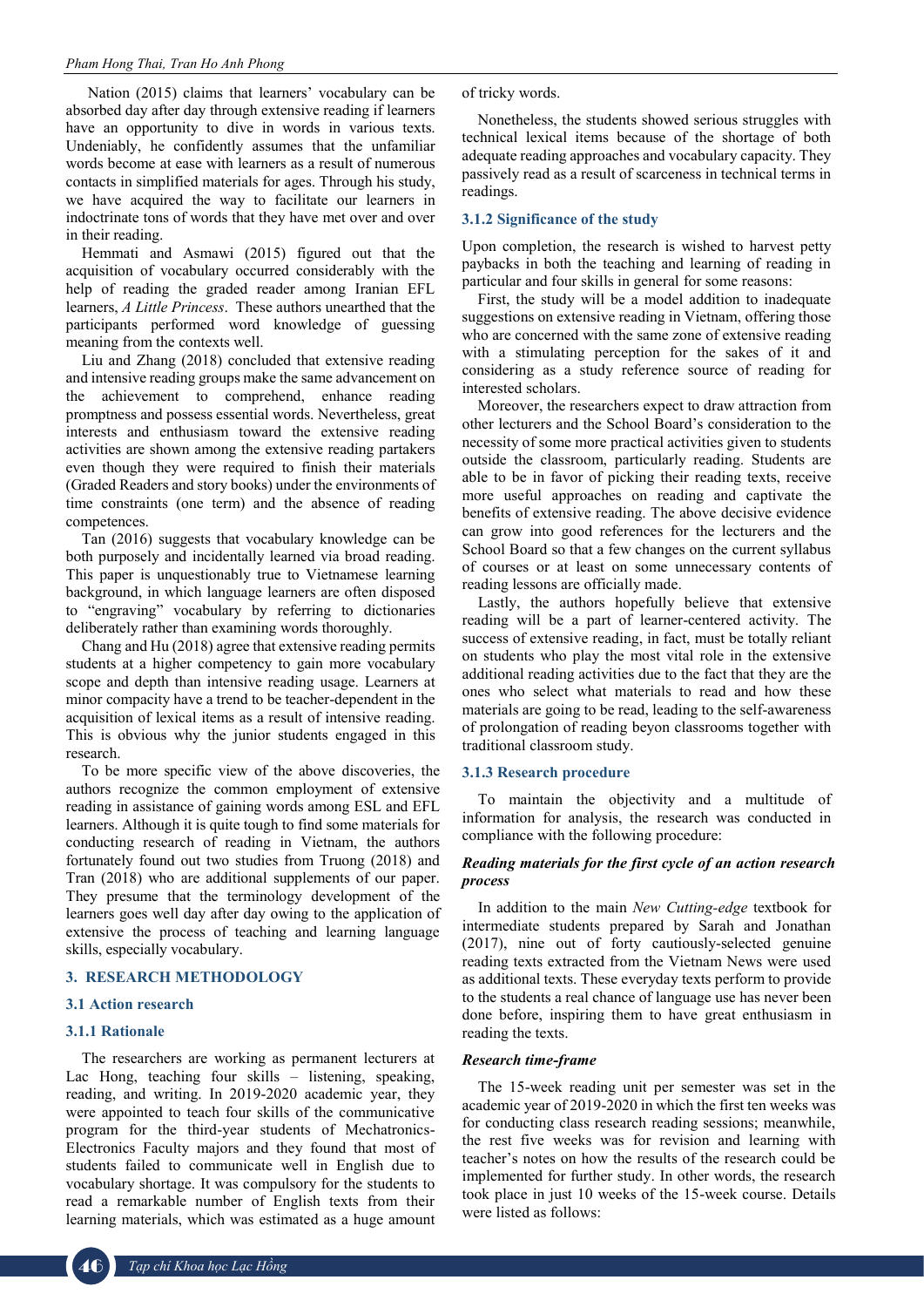Nation (2015) claims that learners' vocabulary can be absorbed day after day through extensive reading if learners have an opportunity to dive in words in various texts. Undeniably, he confidently assumes that the unfamiliar words become at ease with learners as a result of numerous contacts in simplified materials for ages. Through his study, we have acquired the way to facilitate our learners in indoctrinate tons of words that they have met over and over in their reading.

Hemmati and Asmawi (2015) figured out that the acquisition of vocabulary occurred considerably with the help of reading the graded reader among Iranian EFL learners, *A Little Princess*. These authors unearthed that the participants performed word knowledge of guessing meaning from the contexts well.

Liu and Zhang (2018) concluded that extensive reading and intensive reading groups make the same advancement on the achievement to comprehend, enhance reading promptness and possess essential words. Nevertheless, great interests and enthusiasm toward the extensive reading activities are shown among the extensive reading partakers even though they were required to finish their materials (Graded Readers and story books) under the environments of time constraints (one term) and the absence of reading competences.

Tan (2016) suggests that vocabulary knowledge can be both purposely and incidentally learned via broad reading. This paper is unquestionably true to Vietnamese learning background, in which language learners are often disposed to "engraving" vocabulary by referring to dictionaries deliberately rather than examining words thoroughly.

Chang and Hu (2018) agree that extensive reading permits students at a higher competency to gain more vocabulary scope and depth than intensive reading usage. Learners at minor compacity have a trend to be teacher-dependent in the acquisition of lexical items as a result of intensive reading. This is obvious why the junior students engaged in this research.

To be more specific view of the above discoveries, the authors recognize the common employment of extensive reading in assistance of grading words among ESL and EFL learners. Although it is quite tough to find some materials for conducting research of reading in Vietnam, the authors fortunately found out two studies from Truong (2018) and Tran (2018) who are additional supplements of our paper. They presume that the terminology development of the learners goes well day after day owing to the application of extensive the process of teaching and learning language skills, especially vocabulary.

## 3. RESEARCH METHODOLOGY

### 3.1 Action research

#### 3.1.1 Rationale

The researchers are working as permanent lecturers at Lac Hong, teaching four skills – listening, speaking, reading, and writing. In 2019-2020 academic year, they were appointed to teach four skills of the communicative program for the third-year students of Mechatronics-Electronics Faculty majors and they found that most of students failed to communicate well in English due to vocabulary shortage. It was compulsory for the students to read a remarkable number of English texts from their learning materials, which was estimated as a huge amount of tricky words.

Nonetheless, the students showed serious struggles with technical lexical items because of the shortage of both adequate reading approaches and vocabulary capacity. They passively read as a result of scarceness in technical terms in readings.

#### 3.1.2 Significance of the study

Upon completion, the research is wished to harvest petty paybacks in both the teaching and learning of reading in particular and four skills in general for some reasons:

First, the study will be a model addition to inadequate suggestions on extensive reading in Vietnam, offering those who are concerned with the same zone of extensive reading with a stimulating perception for the sakes of it and considering as a study reference source of reading for interested scholars.

Moreover, the researchers expect to draw attraction from other lecturers and the School Board's consideration to the necessity of some more practical activities given to students outside the classroom, particularly reading. Students are able to be in favor of picking their reading texts, receive more useful approaches on reading and captivate the benefits of extensive reading. The above decisive evidence can grow into good references for the lecturers and the School Board so that a few changes on the current syllabus of courses or at least on some unnecessary contents of reading lessons are officially made.

Lastly, the authors hopefully believe that extensive reading will be a part of learner-centered activity. The success of extensive reading, in fact, must be totally reliant on students who play the most vital role in the extensive additional reading activities due to the fact that they are the ones who select what materials to read and how these materials are going to be read, leading to the self-awareness of prolongation of reading beyon classrooms together with traditional classroom study.

#### 3.1.3 Research procedure

To maintain the objectivity and a multitude of information for analysis, the research was conducted in compliance with the following procedure:

***Reading materials for the first cycle of an action research process***

In addition to the main *New Cutting-edge* textbook for intermediate students prepared by Sarah and Jonathan (2017), nine out of forty cautiously-selected genuine reading texts extracted from the Vietnam News were used as additional texts. These everyday texts perform to provide to the students a real chance of language use has never been done before, inspiring them to have great enthusiasm in reading the texts.

***Research time-frame***

The 15-week reading unit per semester was set in the academic year of 2019-2020 in which the first ten weeks was for conducting class research reading sessions; meanwhile, the rest five weeks was for revision and learning with teacher's notes on how the results of the research could be implemented for further study. In other words, the research took place in just 10 weeks of the 15-week course. Details were listed as follows: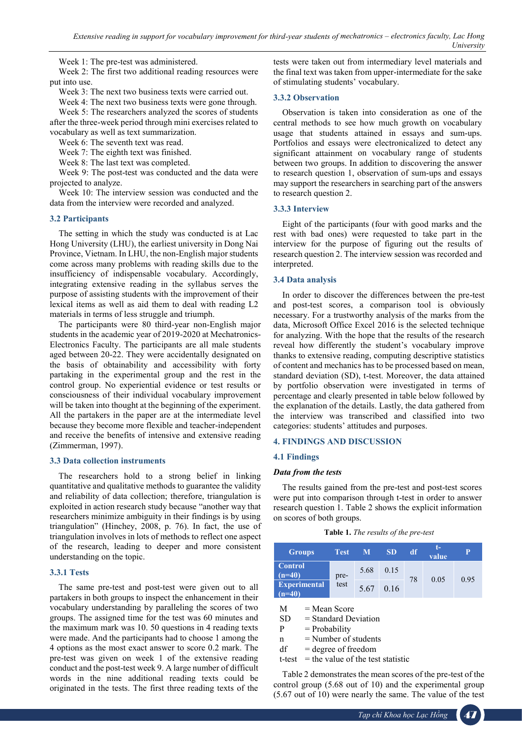Week 1: The pre-test was administered.

Week 2: The first two additional reading resources were put into use.

Week 3: The next two business texts were carried out.

Week 4: The next two business texts were gone through.

Week 5: The researchers analyzed the scores of students after the three-week period through mini exercises related to vocabulary as well as text summarization.

Week 6: The seventh text was read.

Week 7: The eighth text was finished.

Week 8: The last text was completed.

Week 9: The post-test was conducted and the data were projected to analyze.

Week 10: The interview session was conducted and the data from the interview were recorded and analyzed.

### 3.2 Participants

The setting in which the study was conducted is at Lac Hong University (LHU), the earliest university in Dong Nai Province, Vietnam. In LHU, the non-English major students come across many problems with reading skills due to the insufficiency of indispensable vocabulary. Accordingly, integrating extensive reading in the syllabus serves the purpose of assisting students with the improvement of their lexical items as well as aid them to deal with reading L2 materials in terms of less struggle and triumph.

The participants were 80 third-year non-English major students in the academic year of 2019-2020 at Mechatronics-Electronics Faculty. The participants are all male students aged between 20-22. They were accidentally designated on the basis of obtainability and accessibility with forty partaking in the experimental group and the rest in the control group. No experiential evidence or test results or consciousness of their individual vocabulary improvement will be taken into thought at the beginning of the experiment. All the partakers in the paper are at the intermediate level because they become more flexible and teacher-independent and receive the benefits of intensive and extensive reading (Zimmerman, 1997).

### 3.3 Data collection instruments

The researchers hold to a strong belief in linking quantitative and qualitative methods to guarantee the validity and reliability of data collection; therefore, triangulation is exploited in action research study because "another way that researchers minimize ambiguity in their findings is by using triangulation" (Hinchey, 2008, p. 76). In fact, the use of triangulation involves in lots of methods to reflect one aspect of the research, leading to deeper and more consistent understanding on the topic.

#### 3.3.1 Tests

The same pre-test and post-test were given out to all partakers in both groups to inspect the enhancement in their vocabulary understanding by paralleling the scores of two groups. The assigned time for the test was 60 minutes and the maximum mark was 10. 50 questions in 4 reading texts were made. And the participants had to choose 1 among the 4 options as the most exact answer to score 0.2 mark. The pre-test was given on week 1 of the extensive reading conduct and the post-test week 9. A large number of difficult words in the nine additional reading texts could be originated in the tests. The first three reading texts of the tests were taken out from intermediary level materials and the final text was taken from upper-intermediate for the sake of stimulating students' vocabulary.

#### 3.3.2 Observation

Observation is taken into consideration as one of the central methods to see how much growth on vocabulary usage that students attained in essays and sum-ups. Portfolios and essays were electronicalized to detect any significant attainment on vocabulary range of students between two groups. In addition to discovering the answer to research question 1, observation of sum-ups and essays may support the researchers in searching part of the answers to research question 2.

#### 3.3.3 Interview

Eight of the participants (four with good marks and the rest with bad ones) were requested to take part in the interview for the purpose of figuring out the results of research question 2. The interview session was recorded and interpreted.

### 3.4 Data analysis

In order to discover the differences between the pre-test and post-test scores, a comparison tool is obviously necessary. For a trustworthy analysis of the marks from the data, Microsoft Office Excel 2016 is the selected technique for analyzing. With the hope that the results of the research reveal how differently the student's vocabulary improve thanks to extensive reading, computing descriptive statistics of content and mechanics has to be processed based on mean, standard deviation (SD), t-test. Moreover, the data attained by portfolio observation were investigated in terms of percentage and clearly presented in table below followed by the explanation of the details. Lastly, the data gathered from the interview was transcribed and classified into two categories: students' attitudes and purposes.

## 4. FINDINGS AND DISCUSSION

### 4.1 Findings

***Data from the tests***

The results gained from the pre-test and post-test scores were put into comparison through t-test in order to answer research question 1. Table 2 shows the explicit information on scores of both groups.

**Table 1.** *The results of the pre-test*

| Groups | Test | M | SD | df | t-value | P |
|---|---|---|---|---|---|---|
| Control (n=40) | pre-test | 5.68 | 0.15 | 78 | 0.05 | 0.95 |
| Experimental (n=40) | | 5.67 | 0.16 | | | |

M = Mean Score
SD = Standard Deviation
P = Probability
n = Number of students
df = degree of freedom
t-test = the value of the test statistic

Table 2 demonstrates the mean scores of the pre-test of the control group (5.68 out of 10) and the experimental group (5.67 out of 10) were nearly the same. The value of the test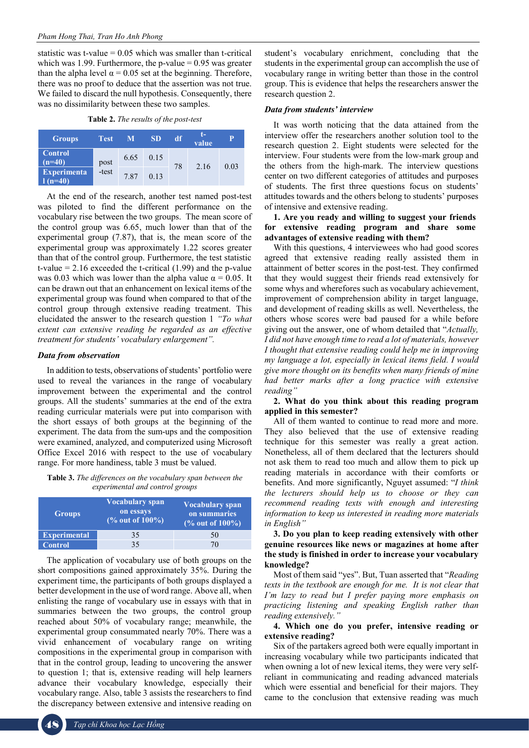statistic was t-value = 0.05 which was smaller than t-critical which was 1.99. Furthermore, the p-value = 0.95 was greater than the alpha level $\alpha = 0.05$ set at the beginning. Therefore, there was no proof to deduce that the assertion was not true. We failed to discard the null hypothesis. Consequently, there was no dissimilarity between these two samples.

**Table 2.** *The results of the post-test*

| Groups | Test | M | SD | df | t-value | P |
|---|---|---|---|---|---|---|
| Control (n=40) | post-test | 6.65 | 0.15 | 78 | 2.16 | 0.03 |
| Experimental (n=40) | | 7.87 | 0.13 | | | |

At the end of the research, another test named post-test was piloted to find the different performance on the vocabulary rise between the two groups. The mean score of the control group was 6.65, much lower than that of the experimental group (7.87), that is, the mean score of the experimental group was approximately 1.22 scores greater than that of the control group. Furthermore, the test statistic t-value = 2.16 exceeded the t-critical (1.99) and the p-value was 0.03 which was lower than the alpha value $\alpha = 0.05$. It can be drawn out that an enhancement on lexical items of the experimental group was found when compared to that of the control group through extensive reading treatment. This elucidated the answer to the research question 1 *"To what extent can extensive reading be regarded as an effective treatment for students' vocabulary enlargement".*

### Data from observation

In addition to tests, observations of students' portfolio were used to reveal the variances in the range of vocabulary improvement between the experimental and the control groups. All the students' summaries at the end of the extra reading curricular materials were put into comparison with the short essays of both groups at the beginning of the experiment. The data from the sum-ups and the composition were examined, analyzed, and computerized using Microsoft Office Excel 2016 with respect to the use of vocabulary range. For more handiness, table 3 must be valued.

**Table 3.** *The differences on the vocabulary span between the experimental and control groups*

| Groups | Vocabulary span on essays (% out of 100%) | Vocabulary span on summaries (% out of 100%) |
|---|---|---|
| Experimental | 35 | 50 |
| Control | 35 | 70 |

The application of vocabulary use of both groups on the short compositions gained approximately 35%. During the experiment time, the participants of both groups displayed a better development in the use of word range. Above all, when enlisting the range of vocabulary use in essays with that in summaries between the two groups, the control group reached about 50% of vocabulary range; meanwhile, the experimental group consummated nearly 70%. There was a vivid enhancement of vocabulary range on writing compositions in the experimental group in comparison with that in the control group, leading to uncovering the answer to question 1; that is, extensive reading will help learners advance their vocabulary knowledge, especially their vocabulary range. Also, table 3 assists the researchers to find the discrepancy between extensive and intensive reading on student's vocabulary enrichment, concluding that the students in the experimental group can accomplish the use of vocabulary range in writing better than those in the control group. This is evidence that helps the researchers answer the research question 2.

### Data from students' interview

It was worth noticing that the data attained from the interview offer the researchers another solution tool to the research question 2. Eight students were selected for the interview. Four students were from the low-mark group and the others from the high-mark. The interview questions center on two different categories of attitudes and purposes of students. The first three questions focus on students' attitudes towards and the others belong to students' purposes of intensive and extensive reading.

**1. Are you ready and willing to suggest your friends for extensive reading program and share some advantages of extensive reading with them?**

With this questions, 4 interviewees who had good scores agreed that extensive reading really assisted them in attainment of better scores in the post-test. They confirmed that they would suggest their friends read extensively for some whys and wherefores such as vocabulary achievement, improvement of comprehension ability in target language, and development of reading skills as well. Nevertheless, the others whose scores were bad paused for a while before giving out the answer, one of whom detailed that "*Actually, I did not have enough time to read a lot of materials, however I thought that extensive reading could help me in improving my language a lot, especially in lexical items field. I would give more thought on its benefits when many friends of mine had better marks after a long practice with extensive reading"*

**2. What do you think about this reading program applied in this semester?**

All of them wanted to continue to read more and more. They also believed that the use of extensive reading technique for this semester was really a great action. Nonetheless, all of them declared that the lecturers should not ask them to read too much and allow them to pick up reading materials in accordance with their comforts or benefits. And more significantly, Nguyet assumed: "*I think the lecturers should help us to choose or they can recommend reading texts with enough and interesting information to keep us interested in reading more materials in English"*

**3. Do you plan to keep reading extensively with other genuine resources like news or magazines at home after the study is finished in order to increase your vocabulary knowledge?**

Most of them said "yes". But, Tuan asserted that "*Reading texts in the textbook are enough for me. It is not clear that I'm lazy to read but I prefer paying more emphasis on practicing listening and speaking English rather than reading extensively."*

**4. Which one do you prefer, intensive reading or extensive reading?**

Six of the partakers agreed both were equally important in increasing vocabulary while two participants indicated that when owning a lot of new lexical items, they were very self-reliant in communicating and reading advanced materials which were essential and beneficial for their majors. They came to the conclusion that extensive reading was much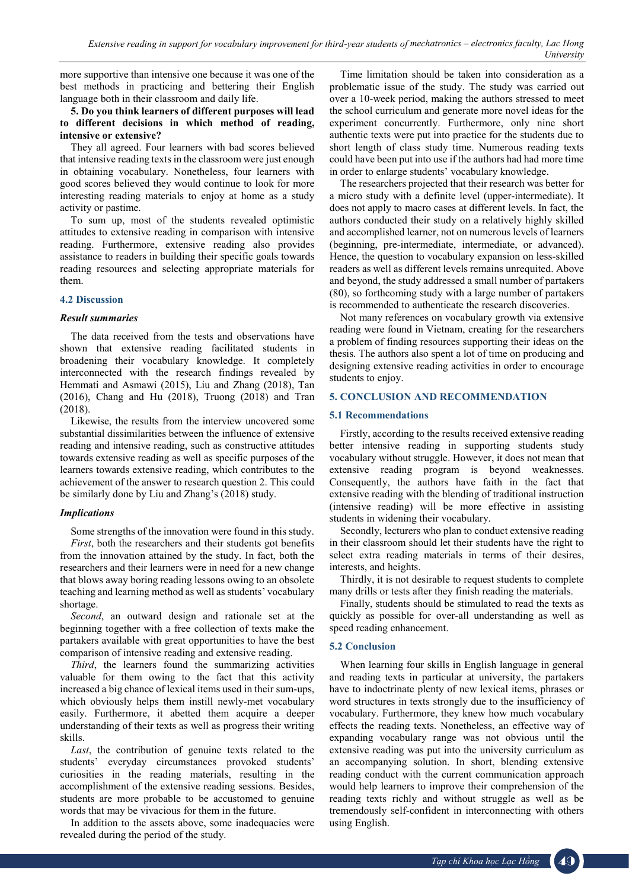more supportive than intensive one because it was one of the best methods in practicing and bettering their English language both in their classroom and daily life.

**5. Do you think learners of different purposes will lead to different decisions in which method of reading, intensive or extensive?**

They all agreed. Four learners with bad scores believed that intensive reading texts in the classroom were just enough in obtaining vocabulary. Nonetheless, four learners with good scores believed they would continue to look for more interesting reading materials to enjoy at home as a study activity or pastime.

To sum up, most of the students revealed optimistic attitudes to extensive reading in comparison with intensive reading. Furthermore, extensive reading also provides assistance to readers in building their specific goals towards reading resources and selecting appropriate materials for them.

### 4.2 Discussion

***Result summaries***

The data received from the tests and observations have shown that extensive reading facilitated students in broadening their vocabulary knowledge. It completely interconnected with the research findings revealed by Hemmati and Asmawi (2015), Liu and Zhang (2018), Tan (2016), Chang and Hu (2018), Truong (2018) and Tran (2018).

Likewise, the results from the interview uncovered some substantial dissimilarities between the influence of extensive reading and intensive reading, such as constructive attitudes towards extensive reading as well as specific purposes of the learners towards extensive reading, which contributes to the achievement of the answer to research question 2. This could be similarly done by Liu and Zhang's (2018) study.

***Implications***

Some strengths of the innovation were found in this study.

*First*, both the researchers and their students got benefits from the innovation attained by the study. In fact, both the researchers and their learners were in need for a new change that blows away boring reading lessons owing to an obsolete teaching and learning method as well as students' vocabulary shortage.

*Second*, an outward design and rationale set at the beginning together with a free collection of texts make the partakers available with great opportunities to have the best comparison of intensive reading and extensive reading.

*Third*, the learners found the summarizing activities valuable for them owing to the fact that this activity increased a big chance of lexical items used in their sum-ups, which obviously helps them instill newly-met vocabulary easily. Furthermore, it abetted them acquire a deeper understanding of their texts as well as progress their writing skills.

*Last*, the contribution of genuine texts related to the students' everyday circumstances provoked students' curiosities in the reading materials, resulting in the accomplishment of the extensive reading sessions. Besides, students are more probable to be accustomed to genuine words that may be vivacious for them in the future.

In addition to the assets above, some inadequacies were revealed during the period of the study.

Time limitation should be taken into consideration as a problematic issue of the study. The study was carried out over a 10-week period, making the authors stressed to meet the school curriculum and generate more novel ideas for the experiment concurrently. Furthermore, only nine short authentic texts were put into practice for the students due to short length of class study time. Numerous reading texts could have been put into use if the authors had had more time in order to enlarge students' vocabulary knowledge.

The researchers projected that their research was better for a micro study with a definite level (upper-intermediate). It does not apply to macro cases at different levels. In fact, the authors conducted their study on a relatively highly skilled and accomplished learner, not on numerous levels of learners (beginning, pre-intermediate, intermediate, or advanced). Hence, the question to vocabulary expansion on less-skilled readers as well as different levels remains unrequited. Above and beyond, the study addressed a small number of partakers (80), so forthcoming study with a large number of partakers is recommended to authenticate the research discoveries.

Not many references on vocabulary growth via extensive reading were found in Vietnam, creating for the researchers a problem of finding resources supporting their ideas on the thesis. The authors also spent a lot of time on producing and designing extensive reading activities in order to encourage students to enjoy.

## 5. CONCLUSION AND RECOMMENDATION

### 5.1 Recommendations

Firstly, according to the results received extensive reading better intensive reading in supporting students study vocabulary without struggle. However, it does not mean that extensive reading program is beyond weaknesses. Consequently, the authors have faith in the fact that extensive reading with the blending of traditional instruction (intensive reading) will be more effective in assisting students in widening their vocabulary.

Secondly, lecturers who plan to conduct extensive reading in their classroom should let their students have the right to select extra reading materials in terms of their desires, interests, and heights.

Thirdly, it is not desirable to request students to complete many drills or tests after they finish reading the materials.

Finally, students should be stimulated to read the texts as quickly as possible for over-all understanding as well as speed reading enhancement.

### 5.2 Conclusion

When learning four skills in English language in general and reading texts in particular at university, the partakers have to indoctrinate plenty of new lexical items, phrases or word structures in texts strongly due to the insufficiency of vocabulary. Furthermore, they knew how much vocabulary effects the reading texts. Nonetheless, an effective way of expanding vocabulary range was not obvious until the extensive reading was put into the university curriculum as an accompanying solution. In short, blending extensive reading conduct with the current communication approach would help learners to improve their comprehension of the reading texts richly and without struggle as well as be tremendously self-confident in interconnecting with others using English.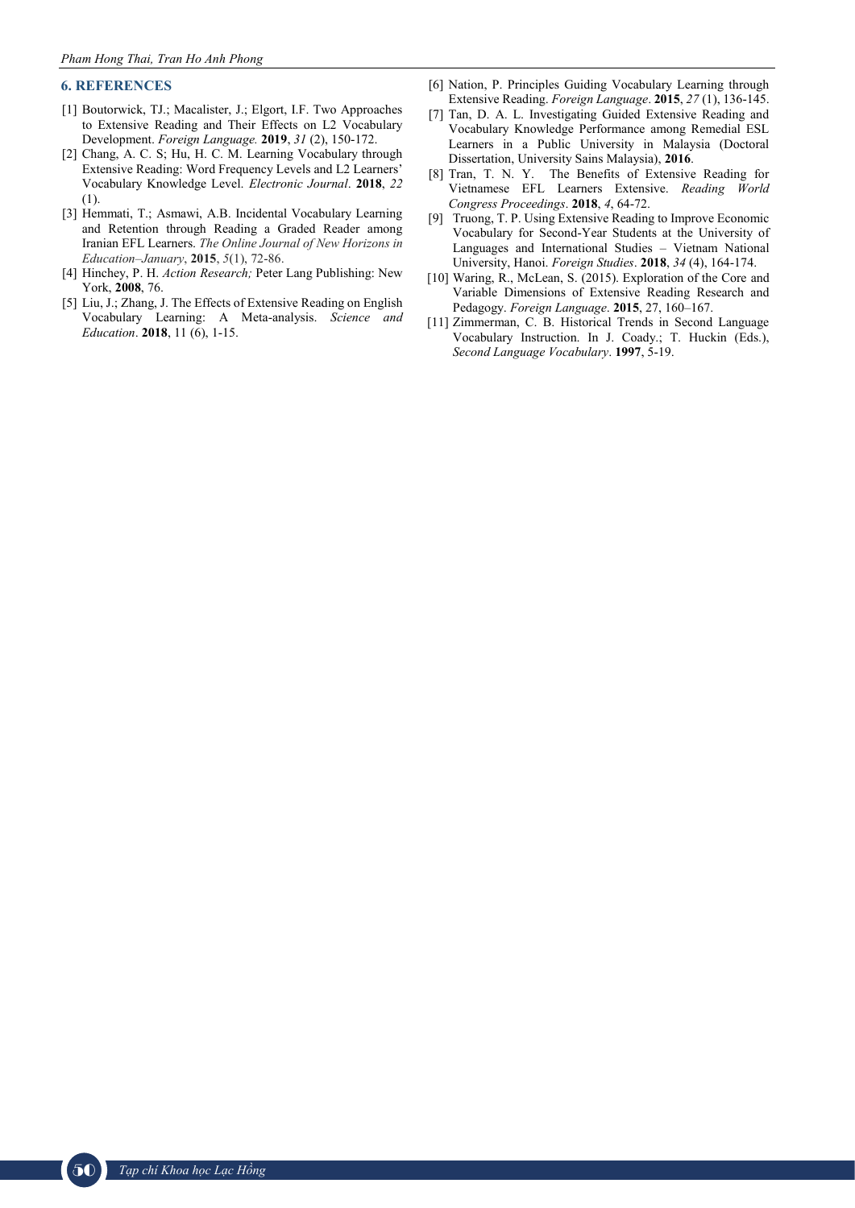## 6. REFERENCES

[1] Boutorwick, TJ.; Macalister, J.; Elgort, I.F. Two Approaches to Extensive Reading and Their Effects on L2 Vocabulary Development. *Foreign Language.* **2019**, *31* (2), 150-172.

[2] Chang, A. C. S; Hu, H. C. M. Learning Vocabulary through Extensive Reading: Word Frequency Levels and L2 Learners' Vocabulary Knowledge Level. *Electronic Journal*. **2018**, *22* (1).

[3] Hemmati, T.; Asmawi, A.B. Incidental Vocabulary Learning and Retention through Reading a Graded Reader among Iranian EFL Learners. *The Online Journal of New Horizons in Education–January*, **2015**, *5*(1), 72-86.

[4] Hinchey, P. H. *Action Research;* Peter Lang Publishing: New York, **2008**, 76.

[5] Liu, J.; Zhang, J. The Effects of Extensive Reading on English Vocabulary Learning: A Meta-analysis. *Science and Education*. **2018**, 11 (6), 1-15.

[6] Nation, P. Principles Guiding Vocabulary Learning through Extensive Reading. *Foreign Language*. **2015**, *27* (1), 136-145.

[7] Tan, D. A. L. Investigating Guided Extensive Reading and Vocabulary Knowledge Performance among Remedial ESL Learners in a Public University in Malaysia (Doctoral Dissertation, University Sains Malaysia), **2016**.

[8] Tran, T. N. Y. The Benefits of Extensive Reading for Vietnamese EFL Learners Extensive. *Reading World Congress Proceedings*. **2018**, *4*, 64-72.

[9] Truong, T. P. Using Extensive Reading to Improve Economic Vocabulary for Second-Year Students at the University of Languages and International Studies – Vietnam National University, Hanoi. *Foreign Studies*. **2018**, *34* (4), 164-174.

[10] Waring, R., McLean, S. (2015). Exploration of the Core and Variable Dimensions of Extensive Reading Research and Pedagogy. *Foreign Language*. **2015**, 27, 160–167.

[11] Zimmerman, C. B. Historical Trends in Second Language Vocabulary Instruction. In J. Coady.; T. Huckin (Eds.), *Second Language Vocabulary*. **1997**, 5-19.